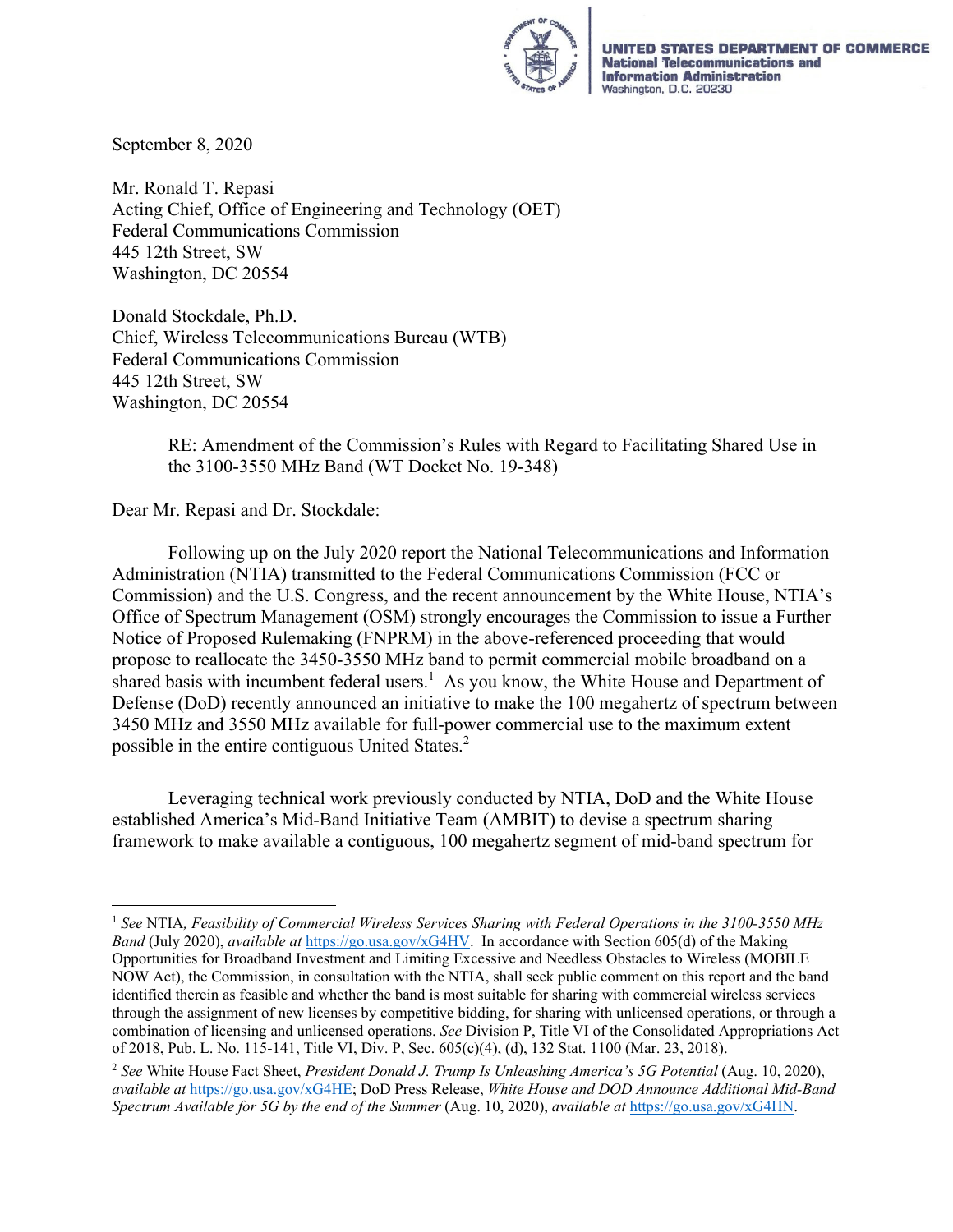UNITED STATES DEPARTMENT OF COMMERCE
National Telecommunications and Information Administration
Washington, D.C. 20230

September 8, 2020

Mr. Ronald T. Repasi
Acting Chief, Office of Engineering and Technology (OET)
Federal Communications Commission
445 12th Street, SW
Washington, DC 20554

Donald Stockdale, Ph.D.
Chief, Wireless Telecommunications Bureau (WTB)
Federal Communications Commission
445 12th Street, SW
Washington, DC 20554

RE: Amendment of the Commission's Rules with Regard to Facilitating Shared Use in the 3100-3550 MHz Band (WT Docket No. 19-348)

Dear Mr. Repasi and Dr. Stockdale:

Following up on the July 2020 report the National Telecommunications and Information Administration (NTIA) transmitted to the Federal Communications Commission (FCC or Commission) and the U.S. Congress, and the recent announcement by the White House, NTIA's Office of Spectrum Management (OSM) strongly encourages the Commission to issue a Further Notice of Proposed Rulemaking (FNPRM) in the above-referenced proceeding that would propose to reallocate the 3450-3550 MHz band to permit commercial mobile broadband on a shared basis with incumbent federal users.[1] As you know, the White House and Department of Defense (DoD) recently announced an initiative to make the 100 megahertz of spectrum between 3450 MHz and 3550 MHz available for full-power commercial use to the maximum extent possible in the entire contiguous United States.[2]

Leveraging technical work previously conducted by NTIA, DoD and the White House established America's Mid-Band Initiative Team (AMBIT) to devise a spectrum sharing framework to make available a contiguous, 100 megahertz segment of mid-band spectrum for

---

[1] *See* NTIA*, Feasibility of Commercial Wireless Services Sharing with Federal Operations in the 3100-3550 MHz Band* (July 2020), *available at* https://go.usa.gov/xG4HV. In accordance with Section 605(d) of the Making Opportunities for Broadband Investment and Limiting Excessive and Needless Obstacles to Wireless (MOBILE NOW Act), the Commission, in consultation with the NTIA, shall seek public comment on this report and the band identified therein as feasible and whether the band is most suitable for sharing with commercial wireless services through the assignment of new licenses by competitive bidding, for sharing with unlicensed operations, or through a combination of licensing and unlicensed operations. *See* Division P, Title VI of the Consolidated Appropriations Act of 2018, Pub. L. No. 115-141, Title VI, Div. P, Sec. 605(c)(4), (d), 132 Stat. 1100 (Mar. 23, 2018).

[2] *See* White House Fact Sheet, *President Donald J. Trump Is Unleashing America's 5G Potential* (Aug. 10, 2020), *available at* https://go.usa.gov/xG4HE; DoD Press Release, *White House and DOD Announce Additional Mid-Band Spectrum Available for 5G by the end of the Summer* (Aug. 10, 2020), *available at* https://go.usa.gov/xG4HN.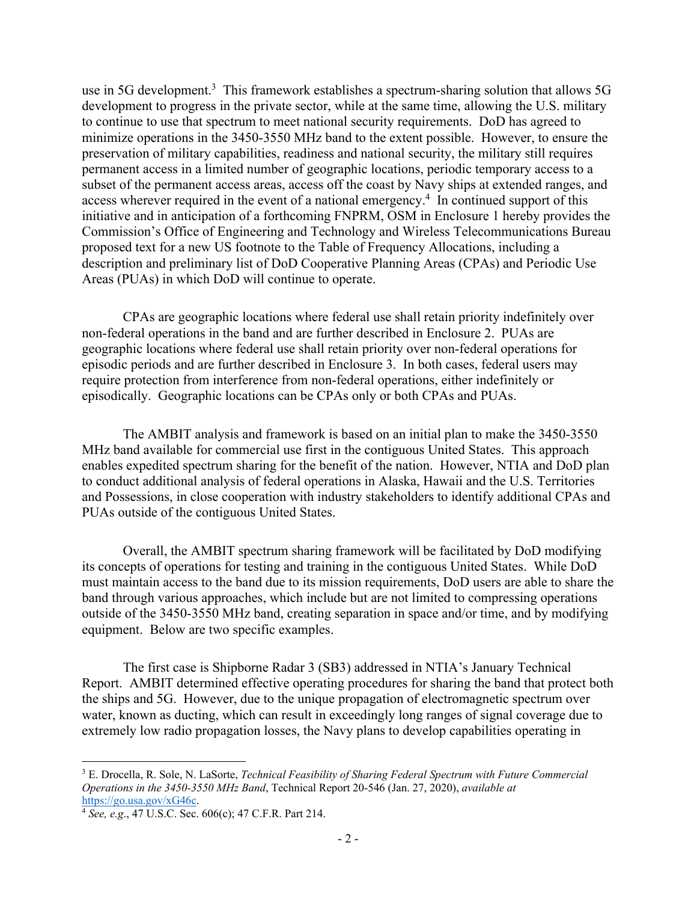use in 5G development.[3] This framework establishes a spectrum-sharing solution that allows 5G development to progress in the private sector, while at the same time, allowing the U.S. military to continue to use that spectrum to meet national security requirements. DoD has agreed to minimize operations in the 3450-3550 MHz band to the extent possible. However, to ensure the preservation of military capabilities, readiness and national security, the military still requires permanent access in a limited number of geographic locations, periodic temporary access to a subset of the permanent access areas, access off the coast by Navy ships at extended ranges, and access wherever required in the event of a national emergency.[4] In continued support of this initiative and in anticipation of a forthcoming FNPRM, OSM in Enclosure 1 hereby provides the Commission's Office of Engineering and Technology and Wireless Telecommunications Bureau proposed text for a new US footnote to the Table of Frequency Allocations, including a description and preliminary list of DoD Cooperative Planning Areas (CPAs) and Periodic Use Areas (PUAs) in which DoD will continue to operate.

CPAs are geographic locations where federal use shall retain priority indefinitely over non-federal operations in the band and are further described in Enclosure 2. PUAs are geographic locations where federal use shall retain priority over non-federal operations for episodic periods and are further described in Enclosure 3. In both cases, federal users may require protection from interference from non-federal operations, either indefinitely or episodically. Geographic locations can be CPAs only or both CPAs and PUAs.

The AMBIT analysis and framework is based on an initial plan to make the 3450-3550 MHz band available for commercial use first in the contiguous United States. This approach enables expedited spectrum sharing for the benefit of the nation. However, NTIA and DoD plan to conduct additional analysis of federal operations in Alaska, Hawaii and the U.S. Territories and Possessions, in close cooperation with industry stakeholders to identify additional CPAs and PUAs outside of the contiguous United States.

Overall, the AMBIT spectrum sharing framework will be facilitated by DoD modifying its concepts of operations for testing and training in the contiguous United States. While DoD must maintain access to the band due to its mission requirements, DoD users are able to share the band through various approaches, which include but are not limited to compressing operations outside of the 3450-3550 MHz band, creating separation in space and/or time, and by modifying equipment. Below are two specific examples.

The first case is Shipborne Radar 3 (SB3) addressed in NTIA's January Technical Report. AMBIT determined effective operating procedures for sharing the band that protect both the ships and 5G. However, due to the unique propagation of electromagnetic spectrum over water, known as ducting, which can result in exceedingly long ranges of signal coverage due to extremely low radio propagation losses, the Navy plans to develop capabilities operating in

---

[3] E. Drocella, R. Sole, N. LaSorte, *Technical Feasibility of Sharing Federal Spectrum with Future Commercial Operations in the 3450-3550 MHz Band*, Technical Report 20-546 (Jan. 27, 2020), *available at* https://go.usa.gov/xG46c.

[4] *See, e.g*., 47 U.S.C. Sec. 606(c); 47 C.F.R. Part 214.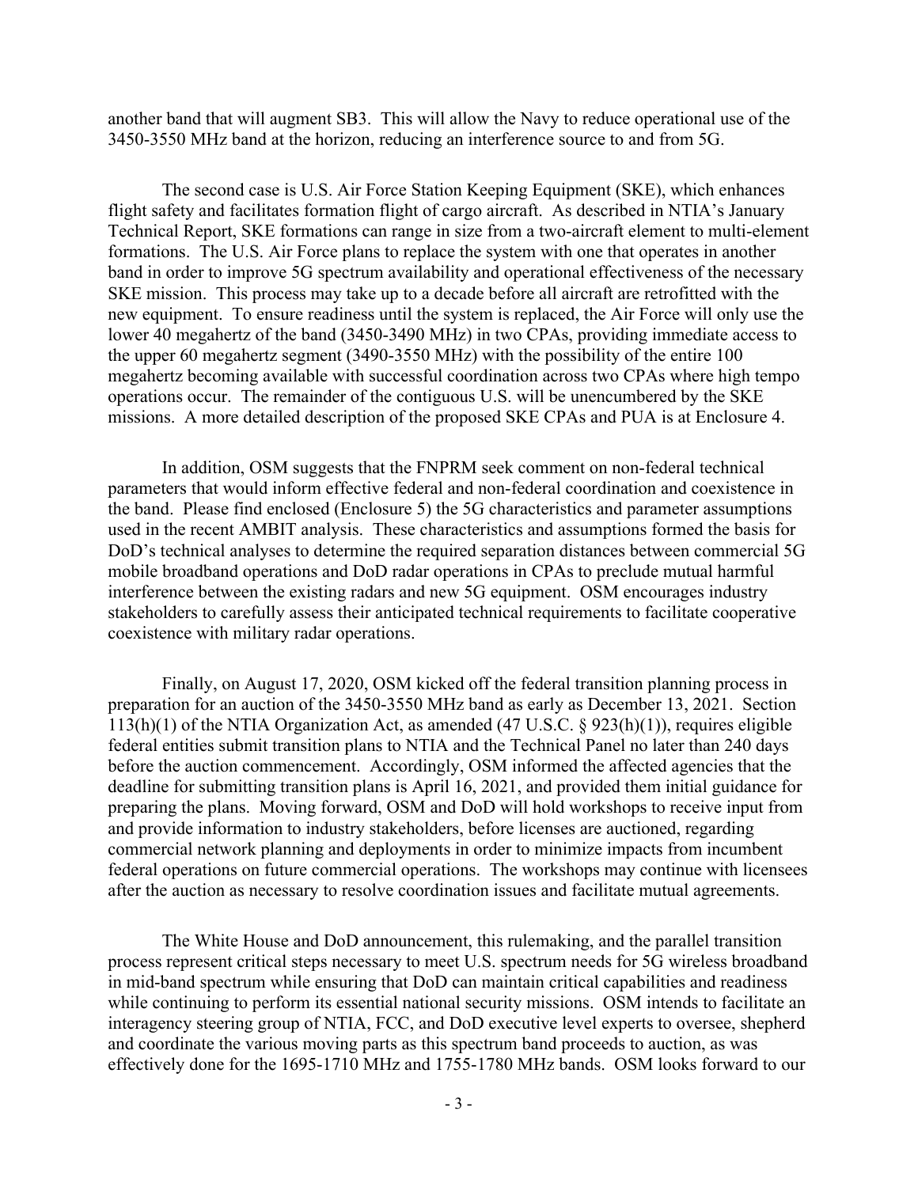another band that will augment SB3. This will allow the Navy to reduce operational use of the 3450-3550 MHz band at the horizon, reducing an interference source to and from 5G.

The second case is U.S. Air Force Station Keeping Equipment (SKE), which enhances flight safety and facilitates formation flight of cargo aircraft. As described in NTIA's January Technical Report, SKE formations can range in size from a two-aircraft element to multi-element formations. The U.S. Air Force plans to replace the system with one that operates in another band in order to improve 5G spectrum availability and operational effectiveness of the necessary SKE mission. This process may take up to a decade before all aircraft are retrofitted with the new equipment. To ensure readiness until the system is replaced, the Air Force will only use the lower 40 megahertz of the band (3450-3490 MHz) in two CPAs, providing immediate access to the upper 60 megahertz segment (3490-3550 MHz) with the possibility of the entire 100 megahertz becoming available with successful coordination across two CPAs where high tempo operations occur. The remainder of the contiguous U.S. will be unencumbered by the SKE missions. A more detailed description of the proposed SKE CPAs and PUA is at Enclosure 4.

In addition, OSM suggests that the FNPRM seek comment on non-federal technical parameters that would inform effective federal and non-federal coordination and coexistence in the band. Please find enclosed (Enclosure 5) the 5G characteristics and parameter assumptions used in the recent AMBIT analysis. These characteristics and assumptions formed the basis for DoD's technical analyses to determine the required separation distances between commercial 5G mobile broadband operations and DoD radar operations in CPAs to preclude mutual harmful interference between the existing radars and new 5G equipment. OSM encourages industry stakeholders to carefully assess their anticipated technical requirements to facilitate cooperative coexistence with military radar operations.

Finally, on August 17, 2020, OSM kicked off the federal transition planning process in preparation for an auction of the 3450-3550 MHz band as early as December 13, 2021. Section 113(h)(1) of the NTIA Organization Act, as amended (47 U.S.C. § 923(h)(1)), requires eligible federal entities submit transition plans to NTIA and the Technical Panel no later than 240 days before the auction commencement. Accordingly, OSM informed the affected agencies that the deadline for submitting transition plans is April 16, 2021, and provided them initial guidance for preparing the plans. Moving forward, OSM and DoD will hold workshops to receive input from and provide information to industry stakeholders, before licenses are auctioned, regarding commercial network planning and deployments in order to minimize impacts from incumbent federal operations on future commercial operations. The workshops may continue with licensees after the auction as necessary to resolve coordination issues and facilitate mutual agreements.

The White House and DoD announcement, this rulemaking, and the parallel transition process represent critical steps necessary to meet U.S. spectrum needs for 5G wireless broadband in mid-band spectrum while ensuring that DoD can maintain critical capabilities and readiness while continuing to perform its essential national security missions. OSM intends to facilitate an interagency steering group of NTIA, FCC, and DoD executive level experts to oversee, shepherd and coordinate the various moving parts as this spectrum band proceeds to auction, as was effectively done for the 1695-1710 MHz and 1755-1780 MHz bands. OSM looks forward to our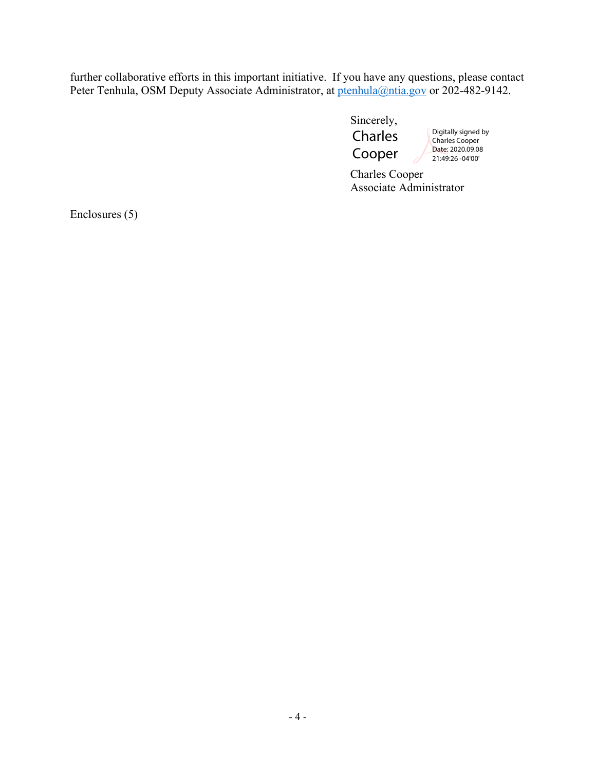further collaborative efforts in this important initiative. If you have any questions, please contact Peter Tenhula, OSM Deputy Associate Administrator, at ptenhula@ntia.gov or 202-482-9142.

Sincerely,

Charles Cooper

Digitally signed by Charles Cooper
Date: 2020.09.08 21:49:26 -04'00'

Charles Cooper
Associate Administrator

Enclosures (5)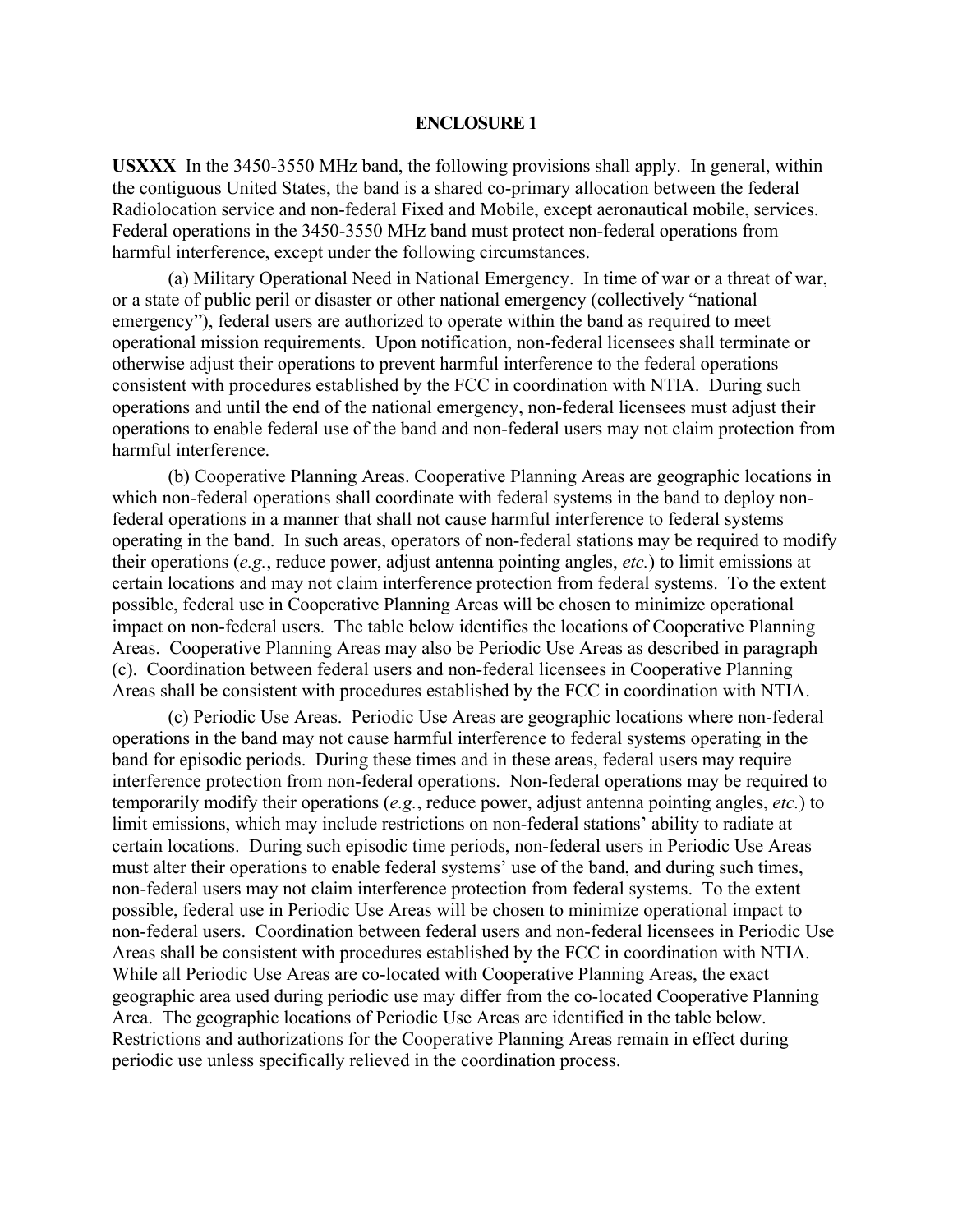## ENCLOSURE 1

**USXXX** In the 3450-3550 MHz band, the following provisions shall apply. In general, within the contiguous United States, the band is a shared co-primary allocation between the federal Radiolocation service and non-federal Fixed and Mobile, except aeronautical mobile, services. Federal operations in the 3450-3550 MHz band must protect non-federal operations from harmful interference, except under the following circumstances.

(a) Military Operational Need in National Emergency. In time of war or a threat of war, or a state of public peril or disaster or other national emergency (collectively "national emergency"), federal users are authorized to operate within the band as required to meet operational mission requirements. Upon notification, non-federal licensees shall terminate or otherwise adjust their operations to prevent harmful interference to the federal operations consistent with procedures established by the FCC in coordination with NTIA. During such operations and until the end of the national emergency, non-federal licensees must adjust their operations to enable federal use of the band and non-federal users may not claim protection from harmful interference.

(b) Cooperative Planning Areas. Cooperative Planning Areas are geographic locations in which non-federal operations shall coordinate with federal systems in the band to deploy non-federal operations in a manner that shall not cause harmful interference to federal systems operating in the band. In such areas, operators of non-federal stations may be required to modify their operations (*e.g.*, reduce power, adjust antenna pointing angles, *etc.*) to limit emissions at certain locations and may not claim interference protection from federal systems. To the extent possible, federal use in Cooperative Planning Areas will be chosen to minimize operational impact on non-federal users. The table below identifies the locations of Cooperative Planning Areas. Cooperative Planning Areas may also be Periodic Use Areas as described in paragraph (c). Coordination between federal users and non-federal licensees in Cooperative Planning Areas shall be consistent with procedures established by the FCC in coordination with NTIA.

(c) Periodic Use Areas. Periodic Use Areas are geographic locations where non-federal operations in the band may not cause harmful interference to federal systems operating in the band for episodic periods. During these times and in these areas, federal users may require interference protection from non-federal operations. Non-federal operations may be required to temporarily modify their operations (*e.g.*, reduce power, adjust antenna pointing angles, *etc.*) to limit emissions, which may include restrictions on non-federal stations' ability to radiate at certain locations. During such episodic time periods, non-federal users in Periodic Use Areas must alter their operations to enable federal systems' use of the band, and during such times, non-federal users may not claim interference protection from federal systems. To the extent possible, federal use in Periodic Use Areas will be chosen to minimize operational impact to non-federal users. Coordination between federal users and non-federal licensees in Periodic Use Areas shall be consistent with procedures established by the FCC in coordination with NTIA. While all Periodic Use Areas are co-located with Cooperative Planning Areas, the exact geographic area used during periodic use may differ from the co-located Cooperative Planning Area. The geographic locations of Periodic Use Areas are identified in the table below. Restrictions and authorizations for the Cooperative Planning Areas remain in effect during periodic use unless specifically relieved in the coordination process.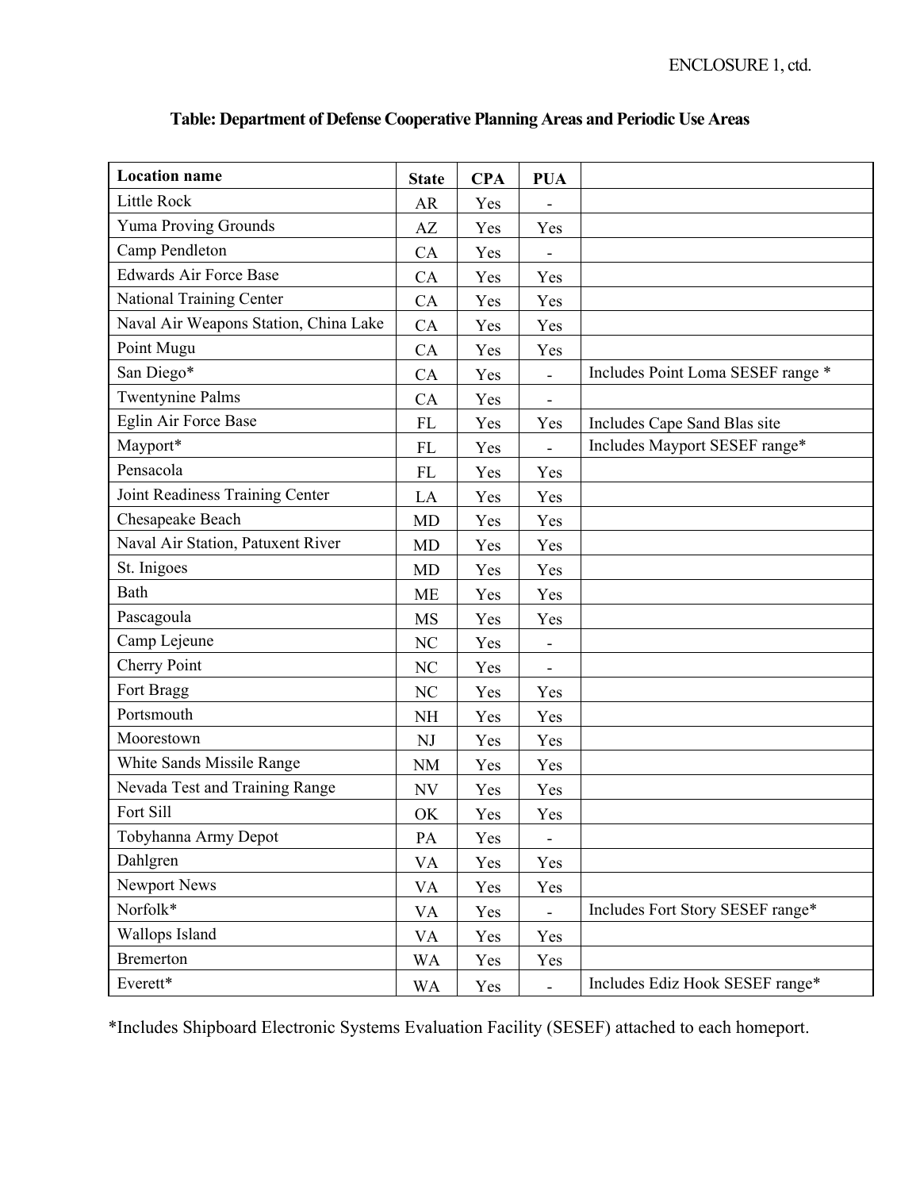ENCLOSURE 1, ctd.

**Table: Department of Defense Cooperative Planning Areas and Periodic Use Areas**

| Location name | State | CPA | PUA | |
|---|---|---|---|---|
| Little Rock | AR | Yes | - | |
| Yuma Proving Grounds | AZ | Yes | Yes | |
| Camp Pendleton | CA | Yes | - | |
| Edwards Air Force Base | CA | Yes | Yes | |
| National Training Center | CA | Yes | Yes | |
| Naval Air Weapons Station, China Lake | CA | Yes | Yes | |
| Point Mugu | CA | Yes | Yes | |
| San Diego* | CA | Yes | - | Includes Point Loma SESEF range * |
| Twentynine Palms | CA | Yes | - | |
| Eglin Air Force Base | FL | Yes | Yes | Includes Cape Sand Blas site |
| Mayport* | FL | Yes | - | Includes Mayport SESEF range* |
| Pensacola | FL | Yes | Yes | |
| Joint Readiness Training Center | LA | Yes | Yes | |
| Chesapeake Beach | MD | Yes | Yes | |
| Naval Air Station, Patuxent River | MD | Yes | Yes | |
| St. Inigoes | MD | Yes | Yes | |
| Bath | ME | Yes | Yes | |
| Pascagoula | MS | Yes | Yes | |
| Camp Lejeune | NC | Yes | - | |
| Cherry Point | NC | Yes | - | |
| Fort Bragg | NC | Yes | Yes | |
| Portsmouth | NH | Yes | Yes | |
| Moorestown | NJ | Yes | Yes | |
| White Sands Missile Range | NM | Yes | Yes | |
| Nevada Test and Training Range | NV | Yes | Yes | |
| Fort Sill | OK | Yes | Yes | |
| Tobyhanna Army Depot | PA | Yes | - | |
| Dahlgren | VA | Yes | Yes | |
| Newport News | VA | Yes | Yes | |
| Norfolk* | VA | Yes | - | Includes Fort Story SESEF range* |
| Wallops Island | VA | Yes | Yes | |
| Bremerton | WA | Yes | Yes | |
| Everett* | WA | Yes | - | Includes Ediz Hook SESEF range* |

*Includes Shipboard Electronic Systems Evaluation Facility (SESEF) attached to each homeport.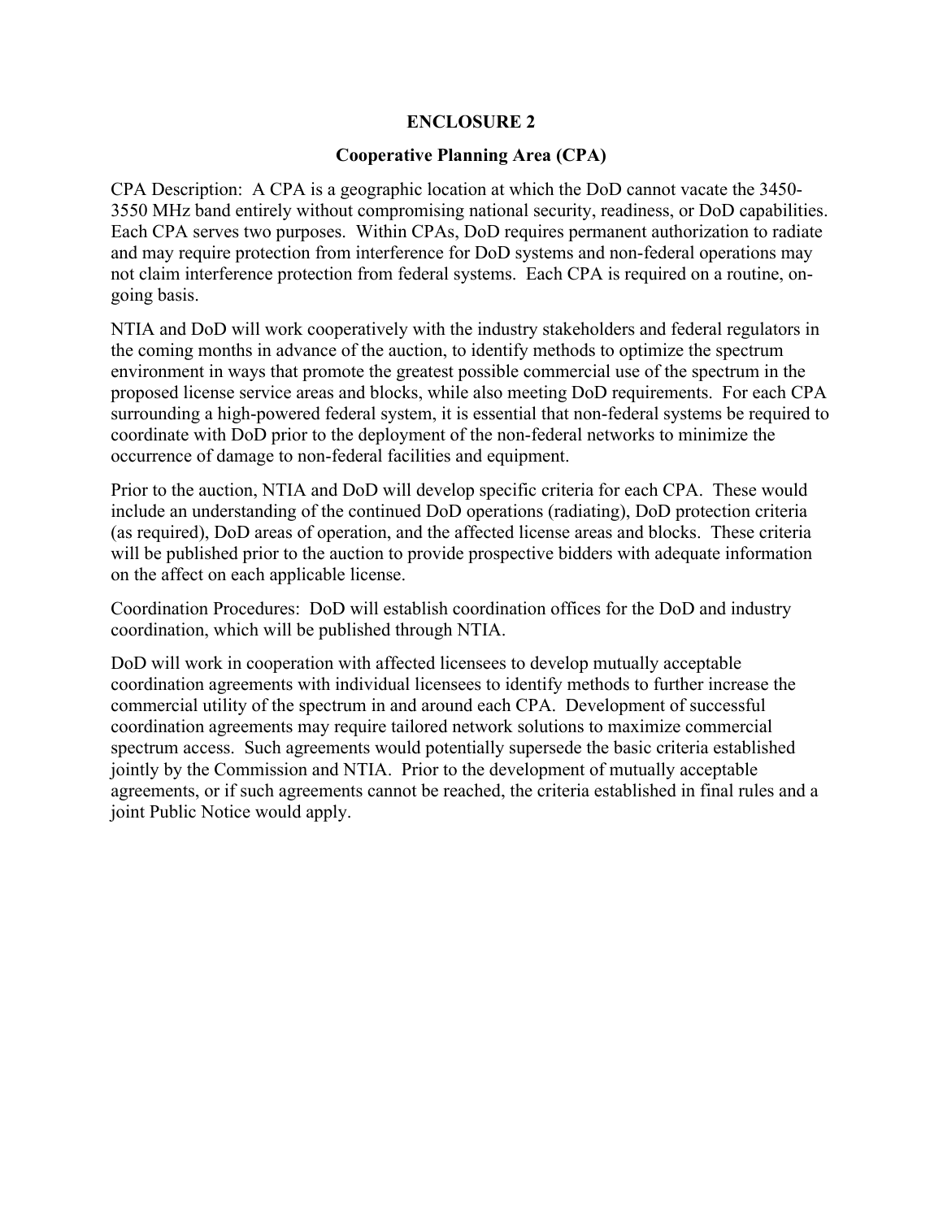# ENCLOSURE 2

## Cooperative Planning Area (CPA)

CPA Description: A CPA is a geographic location at which the DoD cannot vacate the 3450-3550 MHz band entirely without compromising national security, readiness, or DoD capabilities. Each CPA serves two purposes. Within CPAs, DoD requires permanent authorization to radiate and may require protection from interference for DoD systems and non-federal operations may not claim interference protection from federal systems. Each CPA is required on a routine, on-going basis.

NTIA and DoD will work cooperatively with the industry stakeholders and federal regulators in the coming months in advance of the auction, to identify methods to optimize the spectrum environment in ways that promote the greatest possible commercial use of the spectrum in the proposed license service areas and blocks, while also meeting DoD requirements. For each CPA surrounding a high-powered federal system, it is essential that non-federal systems be required to coordinate with DoD prior to the deployment of the non-federal networks to minimize the occurrence of damage to non-federal facilities and equipment.

Prior to the auction, NTIA and DoD will develop specific criteria for each CPA. These would include an understanding of the continued DoD operations (radiating), DoD protection criteria (as required), DoD areas of operation, and the affected license areas and blocks. These criteria will be published prior to the auction to provide prospective bidders with adequate information on the affect on each applicable license.

Coordination Procedures: DoD will establish coordination offices for the DoD and industry coordination, which will be published through NTIA.

DoD will work in cooperation with affected licensees to develop mutually acceptable coordination agreements with individual licensees to identify methods to further increase the commercial utility of the spectrum in and around each CPA. Development of successful coordination agreements may require tailored network solutions to maximize commercial spectrum access. Such agreements would potentially supersede the basic criteria established jointly by the Commission and NTIA. Prior to the development of mutually acceptable agreements, or if such agreements cannot be reached, the criteria established in final rules and a joint Public Notice would apply.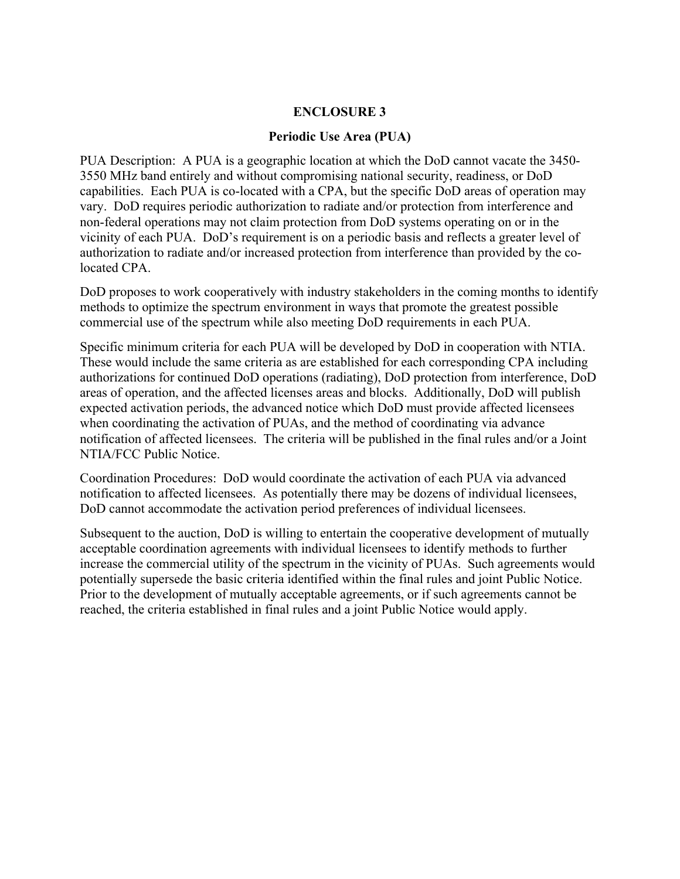# ENCLOSURE 3

## Periodic Use Area (PUA)

PUA Description: A PUA is a geographic location at which the DoD cannot vacate the 3450-3550 MHz band entirely and without compromising national security, readiness, or DoD capabilities. Each PUA is co-located with a CPA, but the specific DoD areas of operation may vary. DoD requires periodic authorization to radiate and/or protection from interference and non-federal operations may not claim protection from DoD systems operating on or in the vicinity of each PUA. DoD's requirement is on a periodic basis and reflects a greater level of authorization to radiate and/or increased protection from interference than provided by the co-located CPA.

DoD proposes to work cooperatively with industry stakeholders in the coming months to identify methods to optimize the spectrum environment in ways that promote the greatest possible commercial use of the spectrum while also meeting DoD requirements in each PUA.

Specific minimum criteria for each PUA will be developed by DoD in cooperation with NTIA. These would include the same criteria as are established for each corresponding CPA including authorizations for continued DoD operations (radiating), DoD protection from interference, DoD areas of operation, and the affected licenses areas and blocks. Additionally, DoD will publish expected activation periods, the advanced notice which DoD must provide affected licensees when coordinating the activation of PUAs, and the method of coordinating via advance notification of affected licensees. The criteria will be published in the final rules and/or a Joint NTIA/FCC Public Notice.

Coordination Procedures: DoD would coordinate the activation of each PUA via advanced notification to affected licensees. As potentially there may be dozens of individual licensees, DoD cannot accommodate the activation period preferences of individual licensees.

Subsequent to the auction, DoD is willing to entertain the cooperative development of mutually acceptable coordination agreements with individual licensees to identify methods to further increase the commercial utility of the spectrum in the vicinity of PUAs. Such agreements would potentially supersede the basic criteria identified within the final rules and joint Public Notice. Prior to the development of mutually acceptable agreements, or if such agreements cannot be reached, the criteria established in final rules and a joint Public Notice would apply.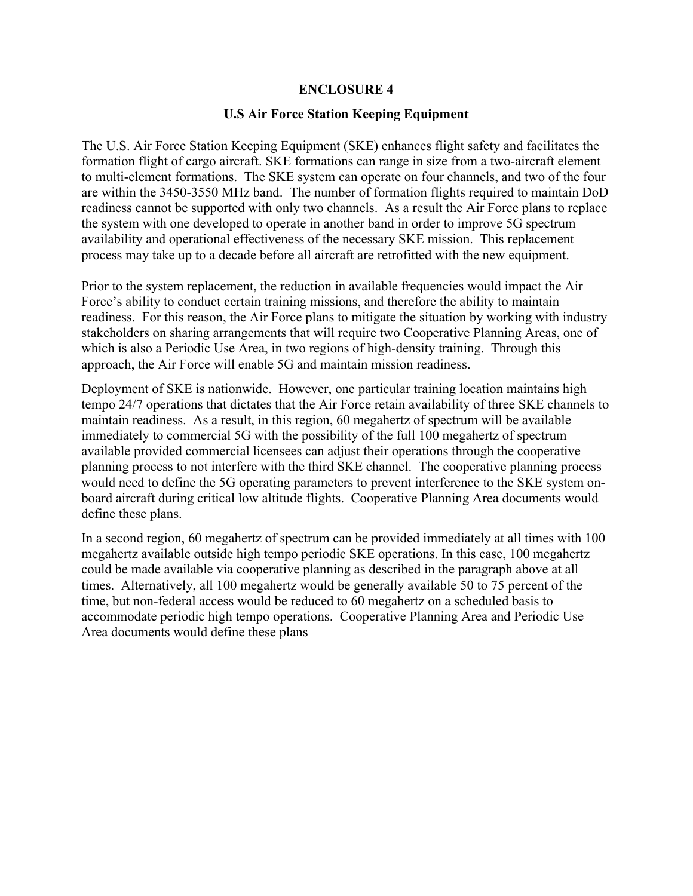# ENCLOSURE 4

## U.S Air Force Station Keeping Equipment

The U.S. Air Force Station Keeping Equipment (SKE) enhances flight safety and facilitates the formation flight of cargo aircraft. SKE formations can range in size from a two-aircraft element to multi-element formations. The SKE system can operate on four channels, and two of the four are within the 3450-3550 MHz band. The number of formation flights required to maintain DoD readiness cannot be supported with only two channels. As a result the Air Force plans to replace the system with one developed to operate in another band in order to improve 5G spectrum availability and operational effectiveness of the necessary SKE mission. This replacement process may take up to a decade before all aircraft are retrofitted with the new equipment.

Prior to the system replacement, the reduction in available frequencies would impact the Air Force's ability to conduct certain training missions, and therefore the ability to maintain readiness. For this reason, the Air Force plans to mitigate the situation by working with industry stakeholders on sharing arrangements that will require two Cooperative Planning Areas, one of which is also a Periodic Use Area, in two regions of high-density training. Through this approach, the Air Force will enable 5G and maintain mission readiness.

Deployment of SKE is nationwide. However, one particular training location maintains high tempo 24/7 operations that dictates that the Air Force retain availability of three SKE channels to maintain readiness. As a result, in this region, 60 megahertz of spectrum will be available immediately to commercial 5G with the possibility of the full 100 megahertz of spectrum available provided commercial licensees can adjust their operations through the cooperative planning process to not interfere with the third SKE channel. The cooperative planning process would need to define the 5G operating parameters to prevent interference to the SKE system on-board aircraft during critical low altitude flights. Cooperative Planning Area documents would define these plans.

In a second region, 60 megahertz of spectrum can be provided immediately at all times with 100 megahertz available outside high tempo periodic SKE operations. In this case, 100 megahertz could be made available via cooperative planning as described in the paragraph above at all times. Alternatively, all 100 megahertz would be generally available 50 to 75 percent of the time, but non-federal access would be reduced to 60 megahertz on a scheduled basis to accommodate periodic high tempo operations. Cooperative Planning Area and Periodic Use Area documents would define these plans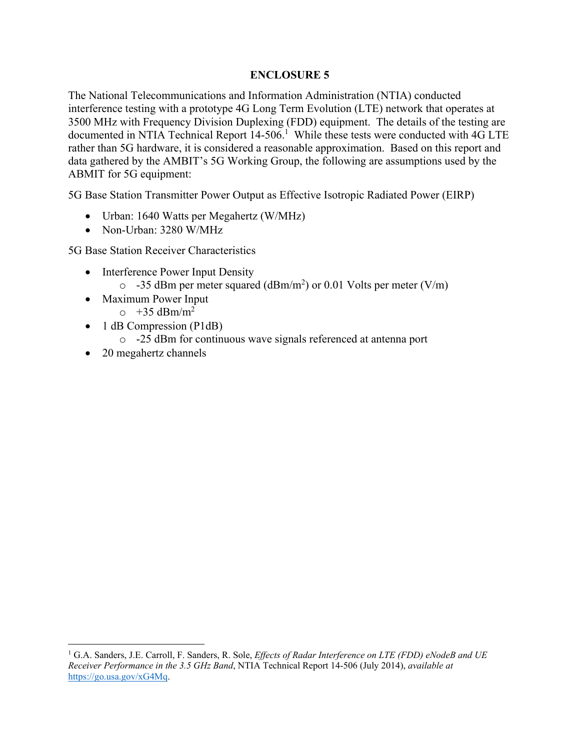**ENCLOSURE 5**

The National Telecommunications and Information Administration (NTIA) conducted interference testing with a prototype 4G Long Term Evolution (LTE) network that operates at 3500 MHz with Frequency Division Duplexing (FDD) equipment. The details of the testing are documented in NTIA Technical Report 14-506.[1] While these tests were conducted with 4G LTE rather than 5G hardware, it is considered a reasonable approximation. Based on this report and data gathered by the AMBIT's 5G Working Group, the following are assumptions used by the ABMIT for 5G equipment:

5G Base Station Transmitter Power Output as Effective Isotropic Radiated Power (EIRP)

- Urban: 1640 Watts per Megahertz (W/MHz)
- Non-Urban: 3280 W/MHz

5G Base Station Receiver Characteristics

- Interference Power Input Density
  - -35 dBm per meter squared (dBm/$m^2$) or 0.01 Volts per meter (V/m)
- Maximum Power Input
  - +35 dBm/$m^2$
- 1 dB Compression (P1dB)
  - -25 dBm for continuous wave signals referenced at antenna port
- 20 megahertz channels

---

[1] G.A. Sanders, J.E. Carroll, F. Sanders, R. Sole, *Effects of Radar Interference on LTE (FDD) eNodeB and UE Receiver Performance in the 3.5 GHz Band*, NTIA Technical Report 14-506 (July 2014), *available at* https://go.usa.gov/xG4Mq.